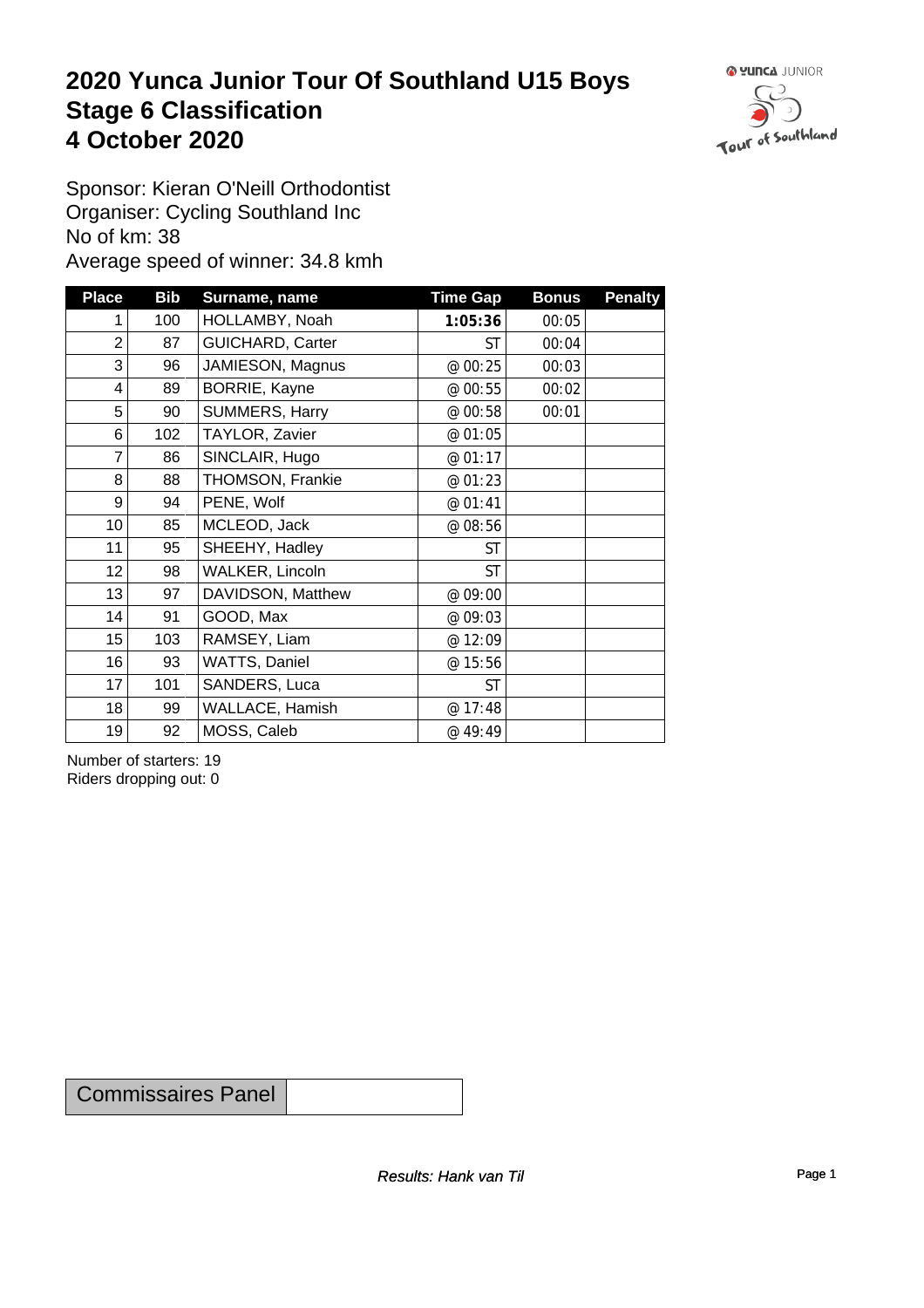# 2020 Yunca Junior Tour Of Southland U15 Boys
# Stage 6 Classification
# 4 October 2020

Sponsor: Kieran O'Neill Orthodontist
Organiser: Cycling Southland Inc
No of km: 38
Average speed of winner: 34.8 kmh

| Place | Bib | Surname, name | Time Gap | Bonus | Penalty |
|---|---|---|---|---|---|
| 1 | 100 | HOLLAMBY, Noah | **1:05:36** | 00:05 | |
| 2 | 87 | GUICHARD, Carter | ST | 00:04 | |
| 3 | 96 | JAMIESON, Magnus | @ 00:25 | 00:03 | |
| 4 | 89 | BORRIE, Kayne | @ 00:55 | 00:02 | |
| 5 | 90 | SUMMERS, Harry | @ 00:58 | 00:01 | |
| 6 | 102 | TAYLOR, Zavier | @ 01:05 | | |
| 7 | 86 | SINCLAIR, Hugo | @ 01:17 | | |
| 8 | 88 | THOMSON, Frankie | @ 01:23 | | |
| 9 | 94 | PENE, Wolf | @ 01:41 | | |
| 10 | 85 | MCLEOD, Jack | @ 08:56 | | |
| 11 | 95 | SHEEHY, Hadley | ST | | |
| 12 | 98 | WALKER, Lincoln | ST | | |
| 13 | 97 | DAVIDSON, Matthew | @ 09:00 | | |
| 14 | 91 | GOOD, Max | @ 09:03 | | |
| 15 | 103 | RAMSEY, Liam | @ 12:09 | | |
| 16 | 93 | WATTS, Daniel | @ 15:56 | | |
| 17 | 101 | SANDERS, Luca | ST | | |
| 18 | 99 | WALLACE, Hamish | @ 17:48 | | |
| 19 | 92 | MOSS, Caleb | @ 49:49 | | |

Number of starters: 19
Riders dropping out: 0

| Commissaires Panel | |
|---|---|

*Results: Hank van Til*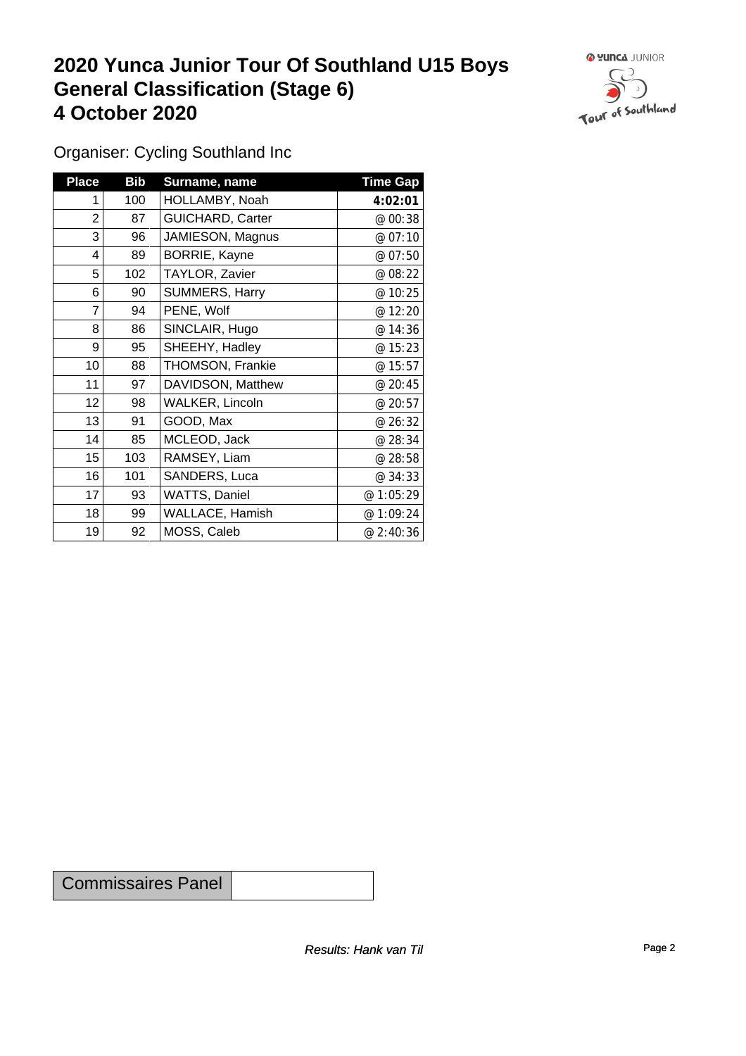# 2020 Yunca Junior Tour Of Southland U15 Boys
# General Classification (Stage 6)
# 4 October 2020

Organiser: Cycling Southland Inc

| Place | Bib | Surname, name | Time Gap |
|---|---|---|---|
| 1 | 100 | HOLLAMBY, Noah | **4:02:01** |
| 2 | 87 | GUICHARD, Carter | @ 00:38 |
| 3 | 96 | JAMIESON, Magnus | @ 07:10 |
| 4 | 89 | BORRIE, Kayne | @ 07:50 |
| 5 | 102 | TAYLOR, Zavier | @ 08:22 |
| 6 | 90 | SUMMERS, Harry | @ 10:25 |
| 7 | 94 | PENE, Wolf | @ 12:20 |
| 8 | 86 | SINCLAIR, Hugo | @ 14:36 |
| 9 | 95 | SHEEHY, Hadley | @ 15:23 |
| 10 | 88 | THOMSON, Frankie | @ 15:57 |
| 11 | 97 | DAVIDSON, Matthew | @ 20:45 |
| 12 | 98 | WALKER, Lincoln | @ 20:57 |
| 13 | 91 | GOOD, Max | @ 26:32 |
| 14 | 85 | MCLEOD, Jack | @ 28:34 |
| 15 | 103 | RAMSEY, Liam | @ 28:58 |
| 16 | 101 | SANDERS, Luca | @ 34:33 |
| 17 | 93 | WATTS, Daniel | @ 1:05:29 |
| 18 | 99 | WALLACE, Hamish | @ 1:09:24 |
| 19 | 92 | MOSS, Caleb | @ 2:40:36 |

| Commissaires Panel | |
|---|---|

*Results: Hank van Til*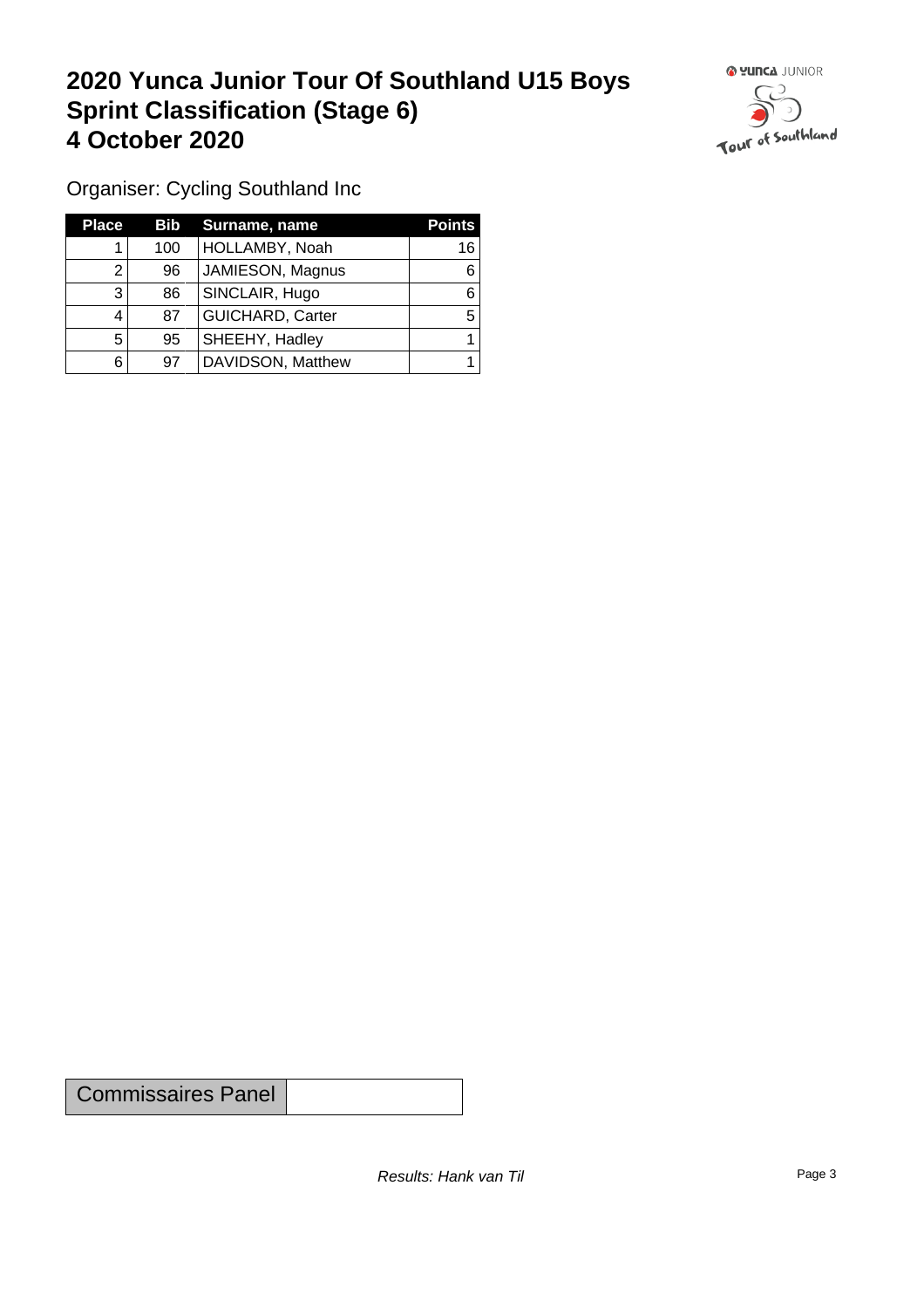# 2020 Yunca Junior Tour Of Southland U15 Boys Sprint Classification (Stage 6) 4 October 2020

Organiser: Cycling Southland Inc

| Place | Bib | Surname, name | Points |
|---|---|---|---|
| 1 | 100 | HOLLAMBY, Noah | 16 |
| 2 | 96 | JAMIESON, Magnus | 6 |
| 3 | 86 | SINCLAIR, Hugo | 6 |
| 4 | 87 | GUICHARD, Carter | 5 |
| 5 | 95 | SHEEHY, Hadley | 1 |
| 6 | 97 | DAVIDSON, Matthew | 1 |

| Commissaires Panel | |
|---|---|

*Results: Hank van Til*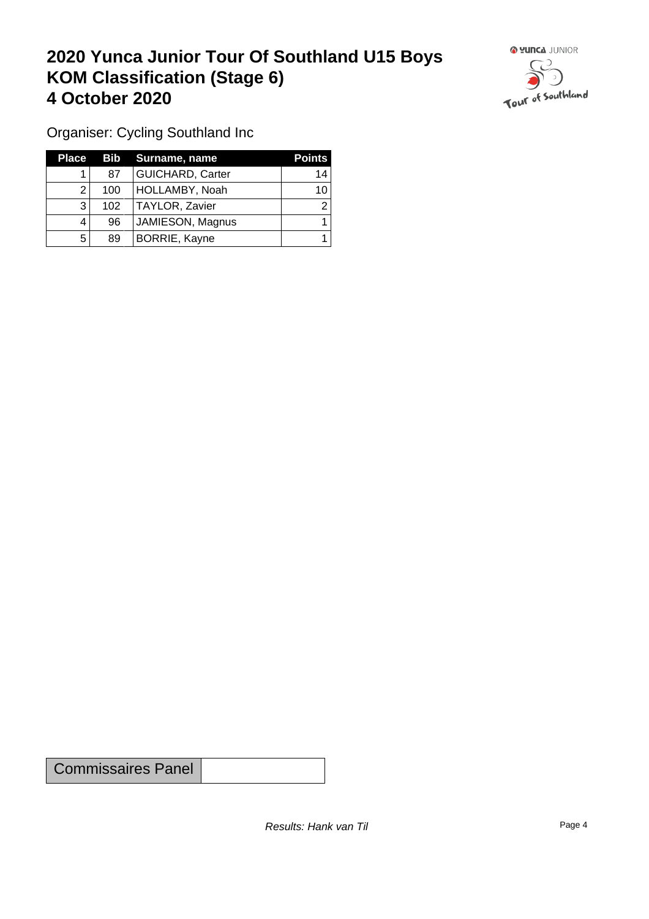# 2020 Yunca Junior Tour Of Southland U15 Boys KOM Classification (Stage 6) 4 October 2020

Organiser: Cycling Southland Inc

| Place | Bib | Surname, name | Points |
|---|---|---|---|
| 1 | 87 | GUICHARD, Carter | 14 |
| 2 | 100 | HOLLAMBY, Noah | 10 |
| 3 | 102 | TAYLOR, Zavier | 2 |
| 4 | 96 | JAMIESON, Magnus | 1 |
| 5 | 89 | BORRIE, Kayne | 1 |

| Commissaires Panel | |
|---|---|

*Results: Hank van Til*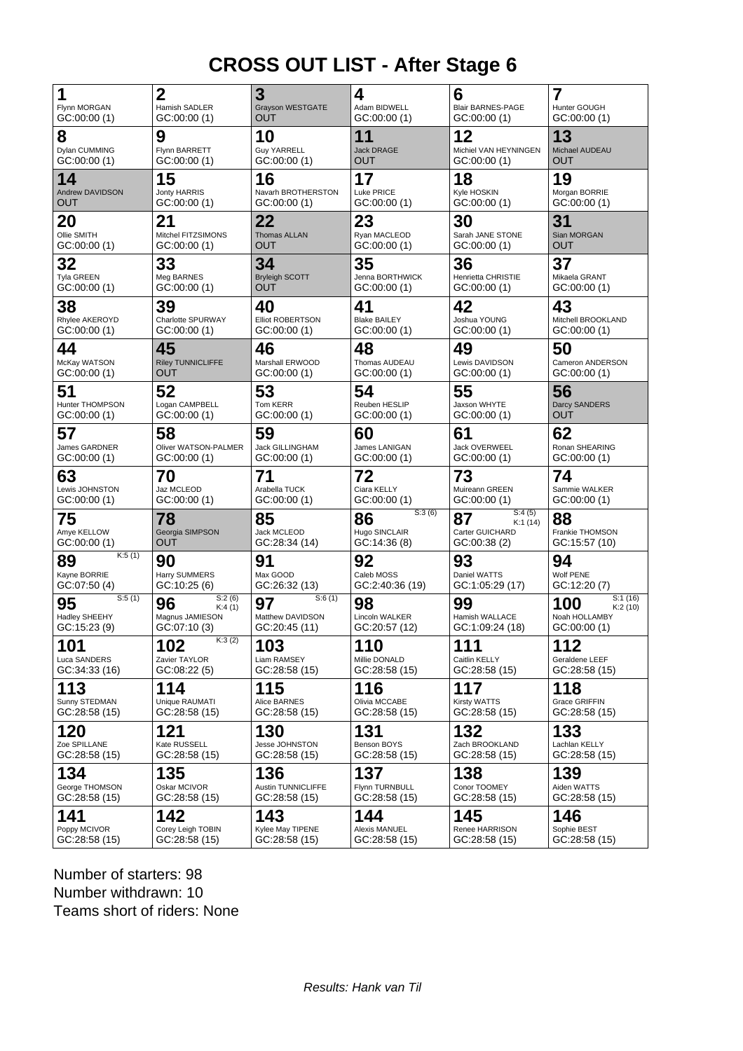# CROSS OUT LIST - After Stage 6

| | | | | | |
|---|---|---|---|---|---|
| **1** Flynn MORGAN GC:00:00 (1) | **2** Hamish SADLER GC:00:00 (1) | **3** Grayson WESTGATE OUT | **4** Adam BIDWELL GC:00:00 (1) | **6** Blair BARNES-PAGE GC:00:00 (1) | **7** Hunter GOUGH GC:00:00 (1) |
| **8** Dylan CUMMING GC:00:00 (1) | **9** Flynn BARRETT GC:00:00 (1) | **10** Guy YARRELL GC:00:00 (1) | **11** Jack DRAGE OUT | **12** Michiel VAN HEYNINGEN GC:00:00 (1) | **13** Michael AUDEAU OUT |
| **14** Andrew DAVIDSON OUT | **15** Jonty HARRIS GC:00:00 (1) | **16** Navarh BROTHERSTON GC:00:00 (1) | **17** Luke PRICE GC:00:00 (1) | **18** Kyle HOSKIN GC:00:00 (1) | **19** Morgan BORRIE GC:00:00 (1) |
| **20** Ollie SMITH GC:00:00 (1) | **21** Mitchel FITZSIMONS GC:00:00 (1) | **22** Thomas ALLAN OUT | **23** Ryan MACLEOD GC:00:00 (1) | **30** Sarah JANE STONE GC:00:00 (1) | **31** Sian MORGAN OUT |
| **32** Tyla GREEN GC:00:00 (1) | **33** Meg BARNES GC:00:00 (1) | **34** Bryleigh SCOTT OUT | **35** Jenna BORTHWICK GC:00:00 (1) | **36** Henrietta CHRISTIE GC:00:00 (1) | **37** Mikaela GRANT GC:00:00 (1) |
| **38** Rhylee AKEROYD GC:00:00 (1) | **39** Charlotte SPURWAY GC:00:00 (1) | **40** Elliot ROBERTSON GC:00:00 (1) | **41** Blake BAILEY GC:00:00 (1) | **42** Joshua YOUNG GC:00:00 (1) | **43** Mitchell BROOKLAND GC:00:00 (1) |
| **44** McKay WATSON GC:00:00 (1) | **45** Riley TUNNICLIFFE OUT | **46** Marshall ERWOOD GC:00:00 (1) | **48** Thomas AUDEAU GC:00:00 (1) | **49** Lewis DAVIDSON GC:00:00 (1) | **50** Cameron ANDERSON GC:00:00 (1) |
| **51** Hunter THOMPSON GC:00:00 (1) | **52** Logan CAMPBELL GC:00:00 (1) | **53** Tom KERR GC:00:00 (1) | **54** Reuben HESLIP GC:00:00 (1) | **55** Jaxson WHYTE GC:00:00 (1) | **56** Darcy SANDERS OUT |
| **57** James GARDNER GC:00:00 (1) | **58** Oliver WATSON-PALMER GC:00:00 (1) | **59** Jack GILLINGHAM GC:00:00 (1) | **60** James LANIGAN GC:00:00 (1) | **61** Jack OVERWEEL GC:00:00 (1) | **62** Ronan SHEARING GC:00:00 (1) |
| **63** Lewis JOHNSTON GC:00:00 (1) | **70** Jaz MCLEOD GC:00:00 (1) | **71** Arabella TUCK GC:00:00 (1) | **72** Ciara KELLY GC:00:00 (1) | **73** Muireann GREEN GC:00:00 (1) | **74** Sammie WALKER GC:00:00 (1) |
| **75** Amye KELLOW GC:00:00 (1) | **78** Georgia SIMPSON OUT | **85** Jack MCLEOD GC:28:34 (14) | **86** S:3 (6) Hugo SINCLAIR GC:14:36 (8) | **87** S:4 (5) K:1 (14) Carter GUICHARD GC:00:38 (2) | **88** Frankie THOMSON GC:15:57 (10) |
| **89** K:5 (1) Kayne BORRIE GC:07:50 (4) | **90** Harry SUMMERS GC:10:25 (6) | **91** Max GOOD GC:26:32 (13) | **92** Caleb MOSS GC:2:40:36 (19) | **93** Daniel WATTS GC:1:05:29 (17) | **94** Wolf PENE GC:12:20 (7) |
| **95** S:5 (1) Hadley SHEEHY GC:15:23 (9) | **96** S:2 (6) K:4 (1) Magnus JAMIESON GC:07:10 (3) | **97** S:6 (1) Matthew DAVIDSON GC:20:45 (11) | **98** Lincoln WALKER GC:20:57 (12) | **99** Hamish WALLACE GC:1:09:24 (18) | **100** S:1 (16) K:2 (10) Noah HOLLAMBY GC:00:00 (1) |
| **101** Luca SANDERS GC:34:33 (16) | **102** K:3 (2) Zavier TAYLOR GC:08:22 (5) | **103** Liam RAMSEY GC:28:58 (15) | **110** Millie DONALD GC:28:58 (15) | **111** Caitlin KELLY GC:28:58 (15) | **112** Geraldene LEEF GC:28:58 (15) |
| **113** Sunny STEDMAN GC:28:58 (15) | **114** Unique RAUMATI GC:28:58 (15) | **115** Alice BARNES GC:28:58 (15) | **116** Olivia MCCABE GC:28:58 (15) | **117** Kirsty WATTS GC:28:58 (15) | **118** Grace GRIFFIN GC:28:58 (15) |
| **120** Zoe SPILLANE GC:28:58 (15) | **121** Kate RUSSELL GC:28:58 (15) | **130** Jesse JOHNSTON GC:28:58 (15) | **131** Benson BOYS GC:28:58 (15) | **132** Zach BROOKLAND GC:28:58 (15) | **133** Lachlan KELLY GC:28:58 (15) |
| **134** George THOMSON GC:28:58 (15) | **135** Oskar MCIVOR GC:28:58 (15) | **136** Austin TUNNICLIFFE GC:28:58 (15) | **137** Flynn TURNBULL GC:28:58 (15) | **138** Conor TOOMEY GC:28:58 (15) | **139** Aiden WATTS GC:28:58 (15) |
| **141** Poppy MCIVOR GC:28:58 (15) | **142** Corey Leigh TOBIN GC:28:58 (15) | **143** Kylee May TIPENE GC:28:58 (15) | **144** Alexis MANUEL GC:28:58 (15) | **145** Renee HARRISON GC:28:58 (15) | **146** Sophie BEST GC:28:58 (15) |

Number of starters: 98
Number withdrawn: 10
Teams short of riders: None

*Results: Hank van Til*